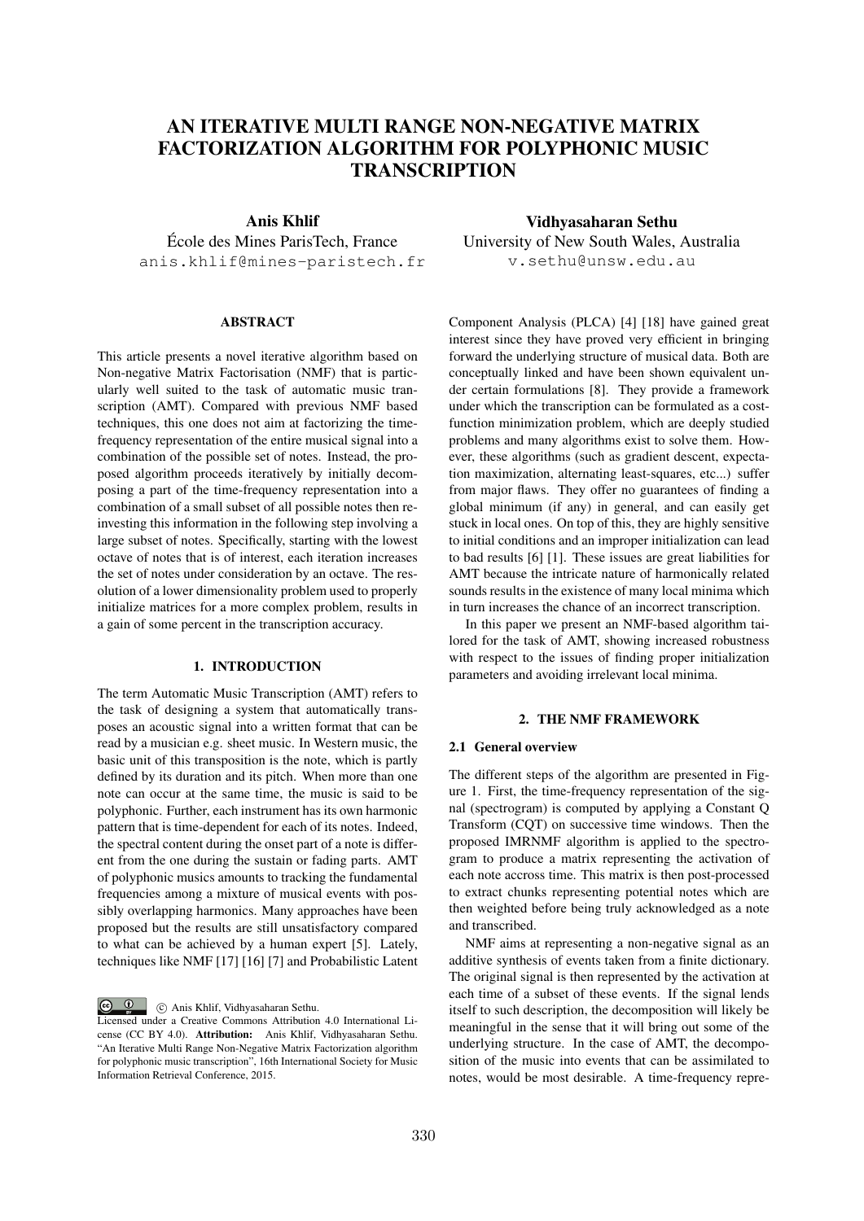# AN ITERATIVE MULTI RANGE NON-NEGATIVE MATRIX FACTORIZATION ALGORITHM FOR POLYPHONIC MUSIC TRANSCRIPTION

**Anis Khlif**
École des Mines ParisTech, France
anis.khlif@mines-paristech.fr

**Vidhyasaharan Sethu**
University of New South Wales, Australia
v.sethu@unsw.edu.au

## ABSTRACT

This article presents a novel iterative algorithm based on Non-negative Matrix Factorisation (NMF) that is particularly well suited to the task of automatic music transcription (AMT). Compared with previous NMF based techniques, this one does not aim at factorizing the time-frequency representation of the entire musical signal into a combination of the possible set of notes. Instead, the proposed algorithm proceeds iteratively by initially decomposing a part of the time-frequency representation into a combination of a small subset of all possible notes then reinvesting this information in the following step involving a large subset of notes. Specifically, starting with the lowest octave of notes that is of interest, each iteration increases the set of notes under consideration by an octave. The resolution of a lower dimensionality problem used to properly initialize matrices for a more complex problem, results in a gain of some percent in the transcription accuracy.

## 1. INTRODUCTION

The term Automatic Music Transcription (AMT) refers to the task of designing a system that automatically transposes an acoustic signal into a written format that can be read by a musician e.g. sheet music. In Western music, the basic unit of this transposition is the note, which is partly defined by its duration and its pitch. When more than one note can occur at the same time, the music is said to be polyphonic. Further, each instrument has its own harmonic pattern that is time-dependent for each of its notes. Indeed, the spectral content during the onset part of a note is different from the one during the sustain or fading parts. AMT of polyphonic musics amounts to tracking the fundamental frequencies among a mixture of musical events with possibly overlapping harmonics. Many approaches have been proposed but the results are still unsatisfactory compared to what can be achieved by a human expert [5]. Lately, techniques like NMF [17] [16] [7] and Probabilistic Latent Component Analysis (PLCA) [4] [18] have gained great interest since they have proved very efficient in bringing forward the underlying structure of musical data. Both are conceptually linked and have been shown equivalent under certain formulations [8]. They provide a framework under which the transcription can be formulated as a cost-function minimization problem, which are deeply studied problems and many algorithms exist to solve them. However, these algorithms (such as gradient descent, expectation maximization, alternating least-squares, etc...) suffer from major flaws. They offer no guarantees of finding a global minimum (if any) in general, and can easily get stuck in local ones. On top of this, they are highly sensitive to initial conditions and an improper initialization can lead to bad results [6] [1]. These issues are great liabilities for AMT because the intricate nature of harmonically related sounds results in the existence of many local minima which in turn increases the chance of an incorrect transcription.

In this paper we present an NMF-based algorithm tailored for the task of AMT, showing increased robustness with respect to the issues of finding proper initialization parameters and avoiding irrelevant local minima.

## 2. THE NMF FRAMEWORK

### 2.1 General overview

The different steps of the algorithm are presented in Figure 1. First, the time-frequency representation of the signal (spectrogram) is computed by applying a Constant Q Transform (CQT) on successive time windows. Then the proposed IMRNMF algorithm is applied to the spectrogram to produce a matrix representing the activation of each note accross time. This matrix is then post-processed to extract chunks representing potential notes which are then weighted before being truly acknowledged as a note and transcribed.

NMF aims at representing a non-negative signal as an additive synthesis of events taken from a finite dictionary. The original signal is then represented by the activation at each time of a subset of these events. If the signal lends itself to such description, the decomposition will likely be meaningful in the sense that it will bring out some of the underlying structure. In the case of AMT, the decomposition of the music into events that can be assimilated to notes, would be most desirable. A time-frequency repre-

© Anis Khlif, Vidhyasaharan Sethu.
Licensed under a Creative Commons Attribution 4.0 International License (CC BY 4.0). **Attribution:** Anis Khlif, Vidhyasaharan Sethu. "An Iterative Multi Range Non-Negative Matrix Factorization algorithm for polyphonic music transcription", 16th International Society for Music Information Retrieval Conference, 2015.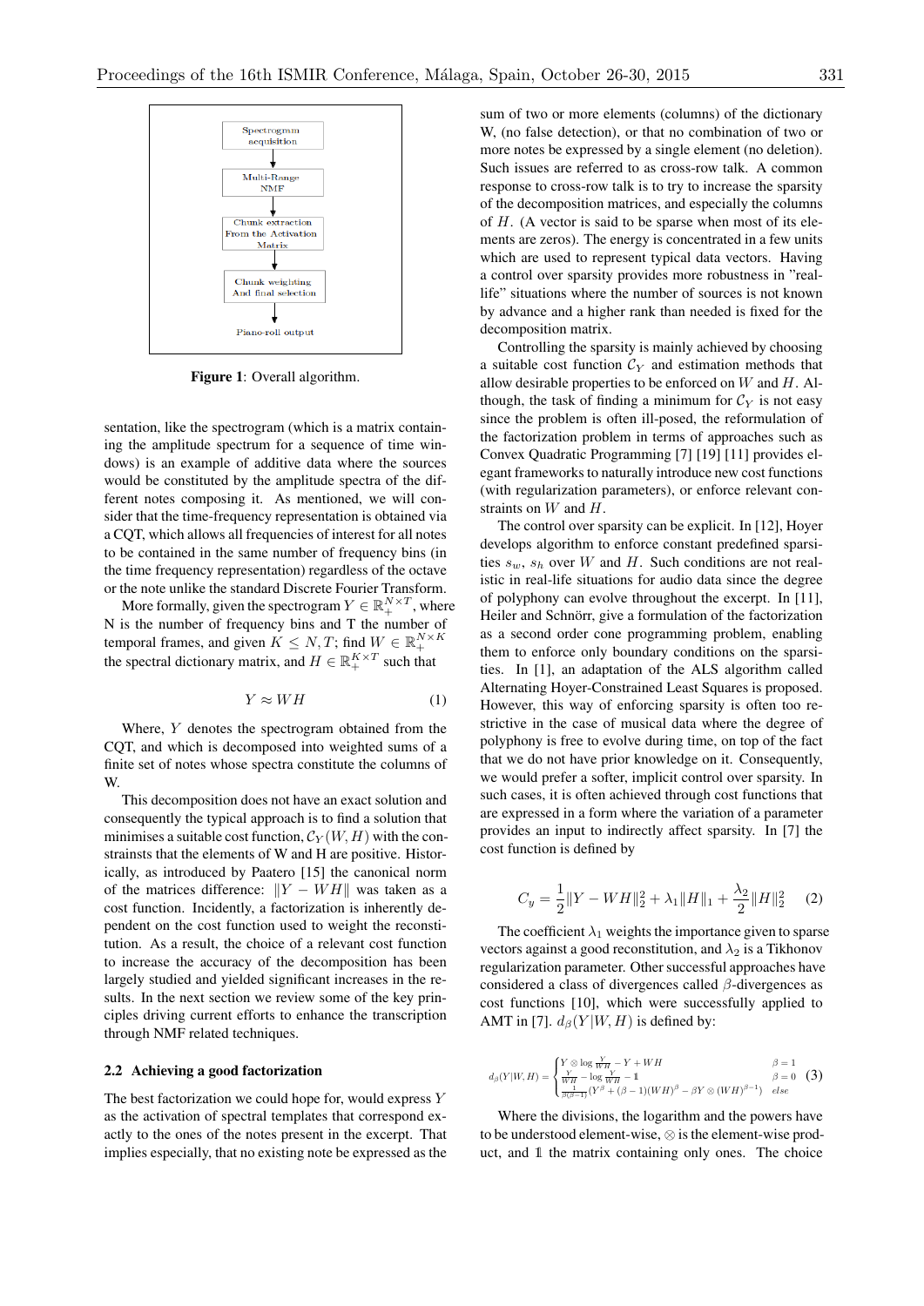Spectrogram acquisition → Multi-Range NMF → Chunk extraction From the Activation Matrix → Chunk weighting And final selection → Piano-roll output

**Figure 1**: Overall algorithm.

sentation, like the spectrogram (which is a matrix containing the amplitude spectrum for a sequence of time windows) is an example of additive data where the sources would be constituted by the amplitude spectra of the different notes composing it. As mentioned, we will consider that the time-frequency representation is obtained via a CQT, which allows all frequencies of interest for all notes to be contained in the same number of frequency bins (in the time frequency representation) regardless of the octave or the note unlike the standard Discrete Fourier Transform.

More formally, given the spectrogram $Y \in \mathbb{R}_+^{N\times T}$, where N is the number of frequency bins and T the number of temporal frames, and given $K \leq N, T$; find $W \in \mathbb{R}_+^{N\times K}$ the spectral dictionary matrix, and $H \in \mathbb{R}_+^{K\times T}$ such that

$$Y \approx WH \tag{1}$$

Where, $Y$ denotes the spectrogram obtained from the CQT, and which is decomposed into weighted sums of a finite set of notes whose spectra constitute the columns of W.

This decomposition does not have an exact solution and consequently the typical approach is to find a solution that minimises a suitable cost function, $\mathcal{C}_Y(W, H)$ with the constrainsts that the elements of W and H are positive. Historically, as introduced by Paatero [15] the canonical norm of the matrices difference: $\|Y - WH\|$ was taken as a cost function. Incidently, a factorization is inherently dependent on the cost function used to weight the reconstitution. As a result, the choice of a relevant cost function to increase the accuracy of the decomposition has been largely studied and yielded significant increases in the results. In the next section we review some of the key principles driving current efforts to enhance the transcription through NMF related techniques.

### 2.2 Achieving a good factorization

The best factorization we could hope for, would express $Y$ as the activation of spectral templates that correspond exactly to the ones of the notes present in the excerpt. That implies especially, that no existing note be expressed as the sum of two or more elements (columns) of the dictionary W, (no false detection), or that no combination of two or more notes be expressed by a single element (no deletion). Such issues are referred to as cross-row talk. A common response to cross-row talk is to try to increase the sparsity of the decomposition matrices, and especially the columns of $H$. (A vector is said to be sparse when most of its elements are zeros). The energy is concentrated in a few units which are used to represent typical data vectors. Having a control over sparsity provides more robustness in "real-life" situations where the number of sources is not known by advance and a higher rank than needed is fixed for the decomposition matrix.

Controlling the sparsity is mainly achieved by choosing a suitable cost function $\mathcal{C}_Y$ and estimation methods that allow desirable properties to be enforced on $W$ and $H$. Although, the task of finding a minimum for $\mathcal{C}_Y$ is not easy since the problem is often ill-posed, the reformulation of the factorization problem in terms of approaches such as Convex Quadratic Programming [7] [19] [11] provides elegant frameworks to naturally introduce new cost functions (with regularization parameters), or enforce relevant constraints on $W$ and $H$.

The control over sparsity can be explicit. In [12], Hoyer develops algorithm to enforce constant predefined sparsities $s_w$, $s_h$ over $W$ and $H$. Such conditions are not realistic in real-life situations for audio data since the degree of polyphony can evolve throughout the excerpt. In [11], Heiler and Schnörr, give a formulation of the factorization as a second order cone programming problem, enabling them to enforce only boundary conditions on the sparsities. In [1], an adaptation of the ALS algorithm called Alternating Hoyer-Constrained Least Squares is proposed. However, this way of enforcing sparsity is often too restrictive in the case of musical data where the degree of polyphony is free to evolve during time, on top of the fact that we do not have prior knowledge on it. Consequently, we would prefer a softer, implicit control over sparsity. In such cases, it is often achieved through cost functions that are expressed in a form where the variation of a parameter provides an input to indirectly affect sparsity. In [7] the cost function is defined by

$$C_y = \frac{1}{2}\|Y - WH\|_2^2 + \lambda_1 \|H\|_1 + \frac{\lambda_2}{2}\|H\|_2^2 \tag{2}$$

The coefficient $\lambda_1$ weights the importance given to sparse vectors against a good reconstruction, and $\lambda_2$ is a Tikhonov regularization parameter. Other successful approaches have considered a class of divergences called $\beta$-divergences as cost functions [10], which were successfully applied to AMT in [7]. $d_\beta(Y|W,H)$ is defined by:

$$d_\beta(Y|W,H) = \begin{cases} Y \otimes \log \frac{Y}{WH} - Y + WH & \beta = 1 \\ \frac{Y}{WH} - \log \frac{Y}{WH} - \mathbb{1} & \beta = 0 \\ \frac{1}{\beta(\beta-1)}(Y^\beta + (\beta-1)(WH)^\beta - \beta Y \otimes (WH)^{\beta-1}) & else \end{cases} \tag{3}$$

Where the divisions, the logarithm and the powers have to be understood element-wise, $\otimes$ is the element-wise product, and $\mathbb{1}$ the matrix containing only ones. The choice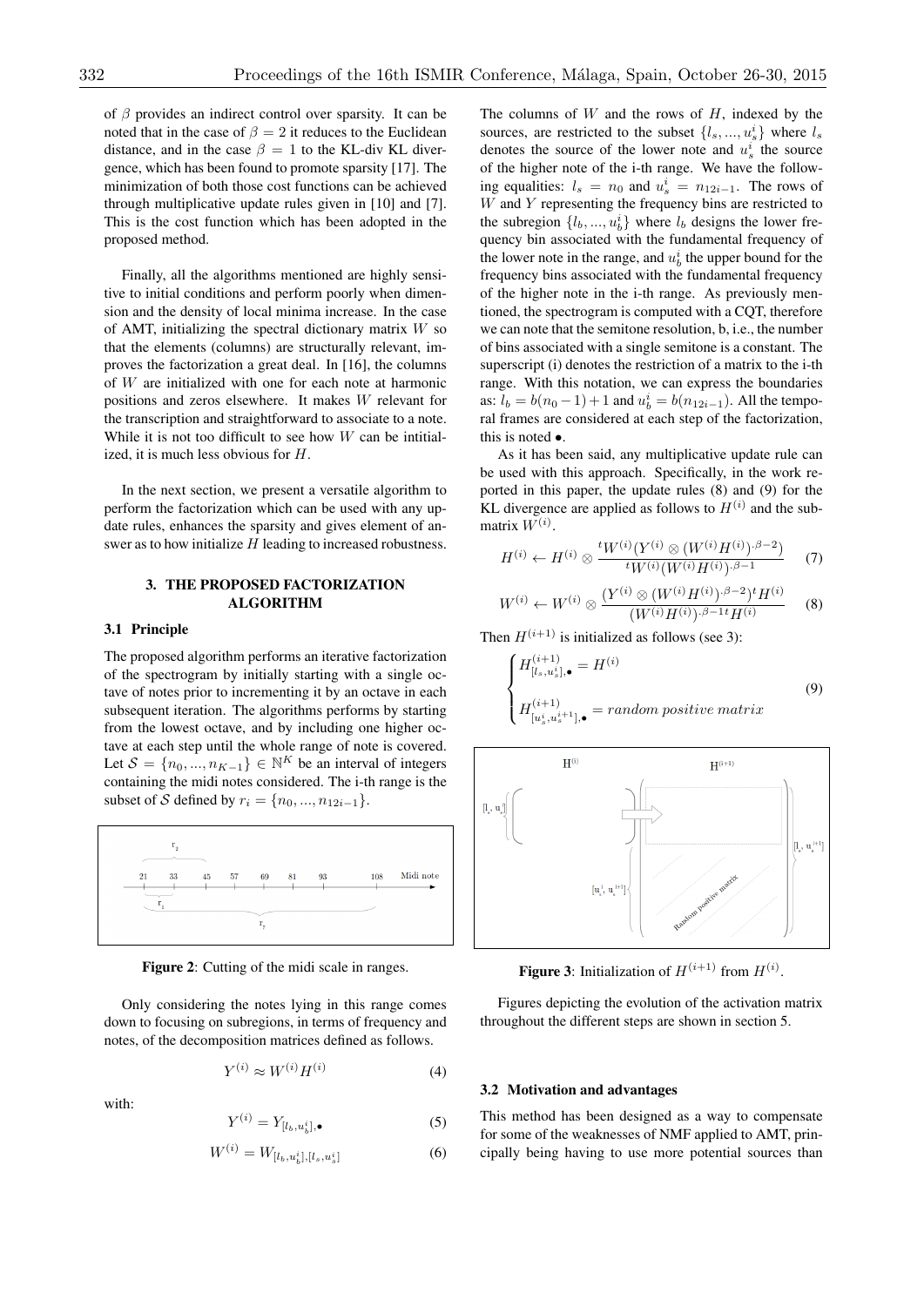of $\beta$ provides an indirect control over sparsity. It can be noted that in the case of $\beta = 2$ it reduces to the Euclidean distance, and in the case $\beta = 1$ to the KL-div KL divergence, which has been found to promote sparsity [17]. The minimization of both those cost functions can be achieved through multiplicative update rules given in [10] and [7]. This is the cost function which has been adopted in the proposed method.

Finally, all the algorithms mentioned are highly sensitive to initial conditions and perform poorly when dimension and the density of local minima increase. In the case of AMT, initializing the spectral dictionary matrix $W$ so that the elements (columns) are structurally relevant, improves the factorization a great deal. In [16], the columns of $W$ are initialized with one for each note at harmonic positions and zeros elsewhere. It makes $W$ relevant for the transcription and straightforward to associate to a note. While it is not too difficult to see how $W$ can be initialized, it is much less obvious for $H$.

In the next section, we present a versatile algorithm to perform the factorization which can be used with any update rules, enhances the sparsity and gives element of answer as to how initialize $H$ leading to increased robustness.

## 3. THE PROPOSED FACTORIZATION ALGORITHM

### 3.1 Principle

The proposed algorithm performs an iterative factorization of the spectrogram by initially starting with a single octave of notes prior to incrementing it by an octave in each subsequent iteration. The algorithms performs by starting from the lowest octave, and by including one higher octave at each step until the whole range of note is covered. Let $\mathcal{S} = \{n_0, ..., n_{K-1}\} \in \mathbb{N}^K$ be an interval of integers containing the midi notes considered. The i-th range is the subset of $\mathcal{S}$ defined by $r_i = \{n_0, ..., n_{12i-1}\}$.

**Figure 2**: Cutting of the midi scale in ranges.

Only considering the notes lying in this range comes down to focusing on subregions, in terms of frequency and notes, of the decomposition matrices defined as follows.

$$Y^{(i)} \approx W^{(i)} H^{(i)} \tag{4}$$

with:

$$Y^{(i)} = Y_{[l_b, u_b^i], \bullet} \tag{5}$$

$$W^{(i)} = W_{[l_b, u_b^i], [l_s, u_s^i]} \tag{6}$$

The columns of $W$ and the rows of $H$, indexed by the sources, are restricted to the subset $\{l_s, ..., u_s^i\}$ where $l_s$ denotes the source of the lower note and $u_s^i$ the source of the higher note of the i-th range. We have the following equalities: $l_s = n_0$ and $u_s^i = n_{12i-1}$. The rows of $W$ and $Y$ representing the frequency bins are restricted to the subregion $\{l_b, ..., u_b^i\}$ where $l_b$ designs the lower frequency bin associated with the fundamental frequency of the lower note in the range, and $u_b^i$ the upper bound for the frequency bins associated with the fundamental frequency of the higher note in the i-th range. As previously mentioned, the spectrogram is computed with a CQT, therefore we can note that the semitone resolution, b, i.e., the number of bins associated with a single semitone is a constant. The superscript (i) denotes the restriction of a matrix to the i-th range. With this notation, we can express the boundaries as: $l_b = b(n_0 - 1) + 1$ and $u_b^i = b(n_{12i-1})$. All the temporal frames are considered at each step of the factorization, this is noted $\bullet$.

As it has been said, any multiplicative update rule can be used with this approach. Specifically, in the work reported in this paper, the update rules (8) and (9) for the KL divergence are applied as follows to $H^{(i)}$ and the submatrix $W^{(i)}$.

$$H^{(i)} \leftarrow H^{(i)} \otimes \frac{{}^tW^{(i)}(Y^{(i)} \otimes (W^{(i)}H^{(i)})^{.\beta-2})}{{}^tW^{(i)}(W^{(i)}H^{(i)})^{.\beta-1}} \tag{7}$$

$$W^{(i)} \leftarrow W^{(i)} \otimes \frac{(Y^{(i)} \otimes (W^{(i)}H^{(i)})^{.\beta-2})^t H^{(i)}}{(W^{(i)}H^{(i)})^{.\beta-1t}H^{(i)}} \tag{8}$$

Then $H^{(i+1)}$ is initialized as follows (see 3):

$$\begin{cases} H^{(i+1)}_{[l_s, u_s^i], \bullet} = H^{(i)} \\ H^{(i+1)}_{[u_s^i, u_s^{i+1}], \bullet} = random\ positive\ matrix \end{cases} \tag{9}$$

**Figure 3**: Initialization of $H^{(i+1)}$ from $H^{(i)}$.

Figures depicting the evolution of the activation matrix throughout the different steps are shown in section 5.

### 3.2 Motivation and advantages

This method has been designed as a way to compensate for some of the weaknesses of NMF applied to AMT, principally being having to use more potential sources than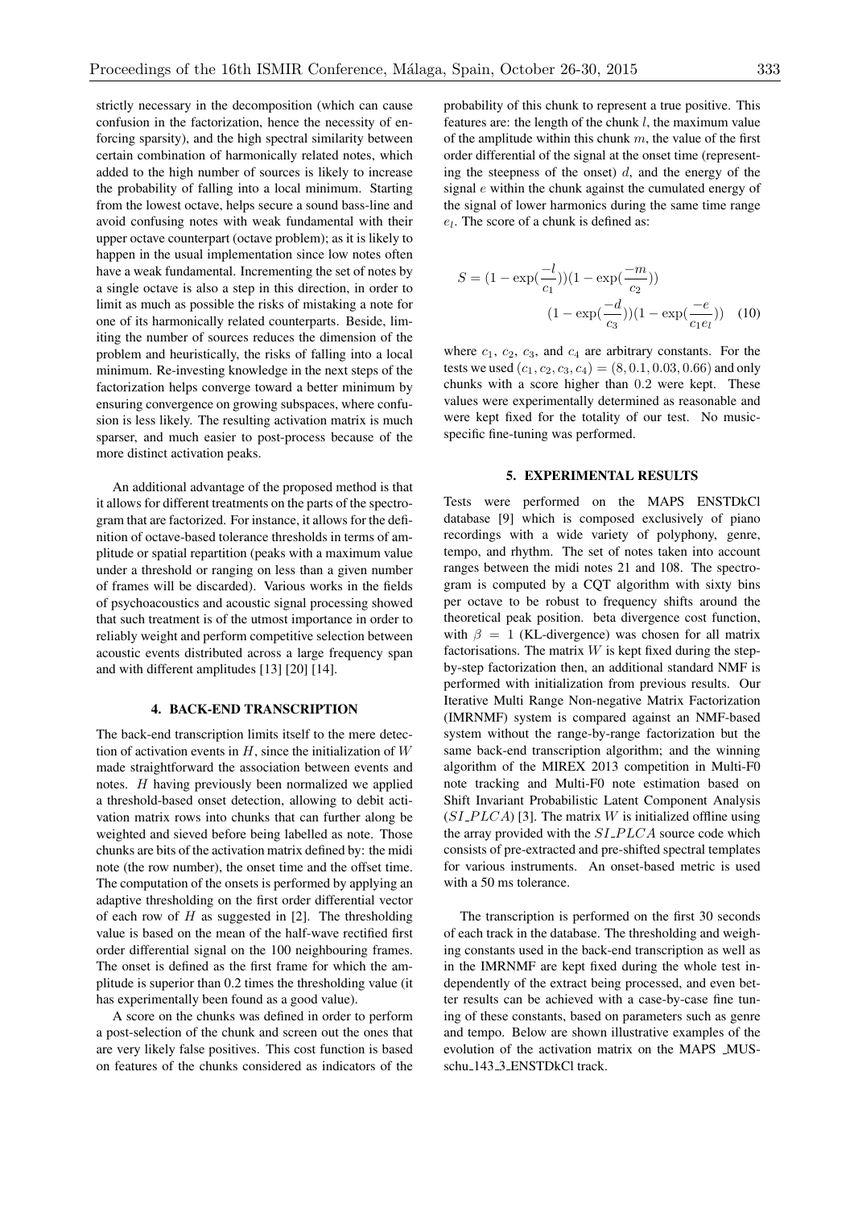strictly necessary in the decomposition (which can cause confusion in the factorization, hence the necessity of enforcing sparsity), and the high spectral similarity between certain combination of harmonically related notes, which added to the high number of sources is likely to increase the probability of falling into a local minimum. Starting from the lowest octave, helps secure a sound bass-line and avoid confusing notes with weak fundamental with their upper octave counterpart (octave problem); as it is likely to happen in the usual implementation since low notes often have a weak fundamental. Incrementing the set of notes by a single octave is also a step in this direction, in order to limit as much as possible the risks of mistaking a note for one of its harmonically related counterparts. Beside, limiting the number of sources reduces the dimension of the problem and heuristically, the risks of falling into a local minimum. Re-investing knowledge in the next steps of the factorization helps converge toward a better minimum by ensuring convergence on growing subspaces, where confusion is less likely. The resulting activation matrix is much sparser, and much easier to post-process because of the more distinct activation peaks.

An additional advantage of the proposed method is that it allows for different treatments on the parts of the spectrogram that are factorized. For instance, it allows for the definition of octave-based tolerance thresholds in terms of amplitude or spatial repartition (peaks with a maximum value under a threshold or ranging on less than a given number of frames will be discarded). Various works in the fields of psychoacoustics and acoustic signal processing showed that such treatment is of the utmost importance in order to reliably weight and perform competitive selection between acoustic events distributed across a large frequency span and with different amplitudes [13] [20] [14].

## 4. BACK-END TRANSCRIPTION

The back-end transcription limits itself to the mere detection of activation events in $H$, since the initialization of $W$ made straightforward the association between events and notes. $H$ having previously been normalized we applied a threshold-based onset detection, allowing to debit activation matrix rows into chunks that can further along be weighted and sieved before being labelled as note. Those chunks are bits of the activation matrix defined by: the midi note (the row number), the onset time and the offset time. The computation of the onsets is performed by applying an adaptive thresholding on the first order differential vector of each row of $H$ as suggested in [2]. The thresholding value is based on the mean of the half-wave rectified first order differential signal on the 100 neighbouring frames. The onset is defined as the first frame for which the amplitude is superior than 0.2 times the thresholding value (it has experimentally been found as a good value).

A score on the chunks was defined in order to perform a post-selection of the chunk and screen out the ones that are very likely false positives. This cost function is based on features of the chunks considered as indicators of the probability of this chunk to represent a true positive. This features are: the length of the chunk $l$, the maximum value of the amplitude within this chunk $m$, the value of the first order differential of the signal at the onset time (representing the steepness of the onset) $d$, and the energy of the signal $e$ within the chunk against the cumulated energy of the signal of lower harmonics during the same time range $e_l$. The score of a chunk is defined as:

$$S = (1 - \exp(\frac{-l}{c_1}))(1 - \exp(\frac{-m}{c_2}))$$
$$(1 - \exp(\frac{-d}{c_3}))(1 - \exp(\frac{-e}{c_1 e_l})) \quad (10)$$

where $c_1$, $c_2$, $c_3$, and $c_4$ are arbitrary constants. For the tests we used $(c_1, c_2, c_3, c_4) = (8, 0.1, 0.03, 0.66)$ and only chunks with a score higher than 0.2 were kept. These values were experimentally determined as reasonable and were kept fixed for the totality of our test. No music-specific fine-tuning was performed.

## 5. EXPERIMENTAL RESULTS

Tests were performed on the MAPS ENSTDkCl database [9] which is composed exclusively of piano recordings with a wide variety of polyphony, genre, tempo, and rhythm. The set of notes taken into account ranges between the midi notes 21 and 108. The spectrogram is computed by a CQT algorithm with sixty bins per octave to be robust to frequency shifts around the theoretical peak position. beta divergence cost function, with $\beta = 1$ (KL-divergence) was chosen for all matrix factorisations. The matrix $W$ is kept fixed during the step-by-step factorization then, an additional standard NMF is performed with initialization from previous results. Our Iterative Multi Range Non-negative Matrix Factorization (IMRNMF) system is compared against an NMF-based system without the range-by-range factorization but the same back-end transcription algorithm; and the winning algorithm of the MIREX 2013 competition in Multi-F0 note tracking and Multi-F0 note estimation based on Shift Invariant Probabilistic Latent Component Analysis ($SI\_PLCA$) [3]. The matrix $W$ is initialized offline using the array provided with the $SI\_PLCA$ source code which consists of pre-extracted and pre-shifted spectral templates for various instruments. An onset-based metric is used with a 50 ms tolerance.

The transcription is performed on the first 30 seconds of each track in the database. The thresholding and weighing constants used in the back-end transcription as well as in the IMRNMF are kept fixed during the whole test independently of the extract being processed, and even better results can be achieved with a case-by-case fine tuning of these constants, based on parameters such as genre and tempo. Below are shown illustrative examples of the evolution of the activation matrix on the MAPS _MUS-schu_143_3_ENSTDkCl track.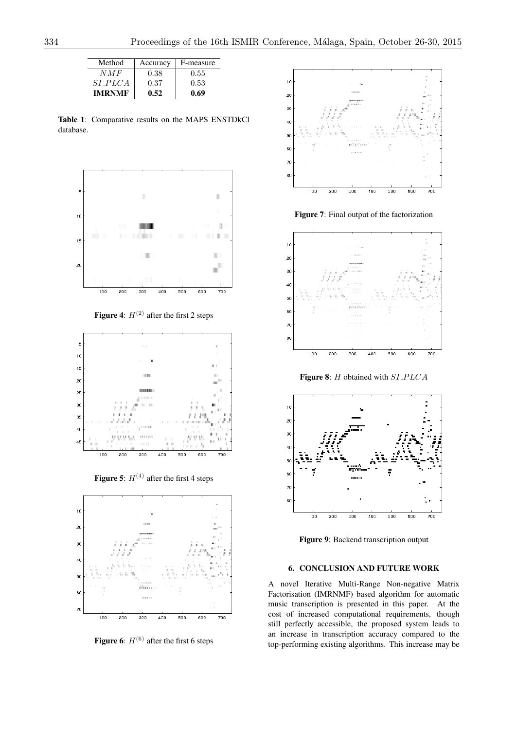| Method | Accuracy | F-measure |
|---|---|---|
| $NMF$ | 0.38 | 0.55 |
| $SI\_PLCA$ | 0.37 | 0.53 |
| **IMRNMF** | **0.52** | **0.69** |

**Table 1**: Comparative results on the MAPS ENSTDkCl database.

**Figure 4**: $H^{(2)}$ after the first 2 steps

**Figure 5**: $H^{(4)}$ after the first 4 steps

**Figure 6**: $H^{(6)}$ after the first 6 steps

**Figure 7**: Final output of the factorization

**Figure 8**: $H$ obtained with $SI\_PLCA$

**Figure 9**: Backend transcription output

## 6. CONCLUSION AND FUTURE WORK

A novel Iterative Multi-Range Non-negative Matrix Factorisation (IMRNMF) based algorithm for automatic music transcription is presented in this paper. At the cost of increased computational requirements, though still perfectly accessible, the proposed system leads to an increase in transcription accuracy compared to the top-performing existing algorithms. This increase may be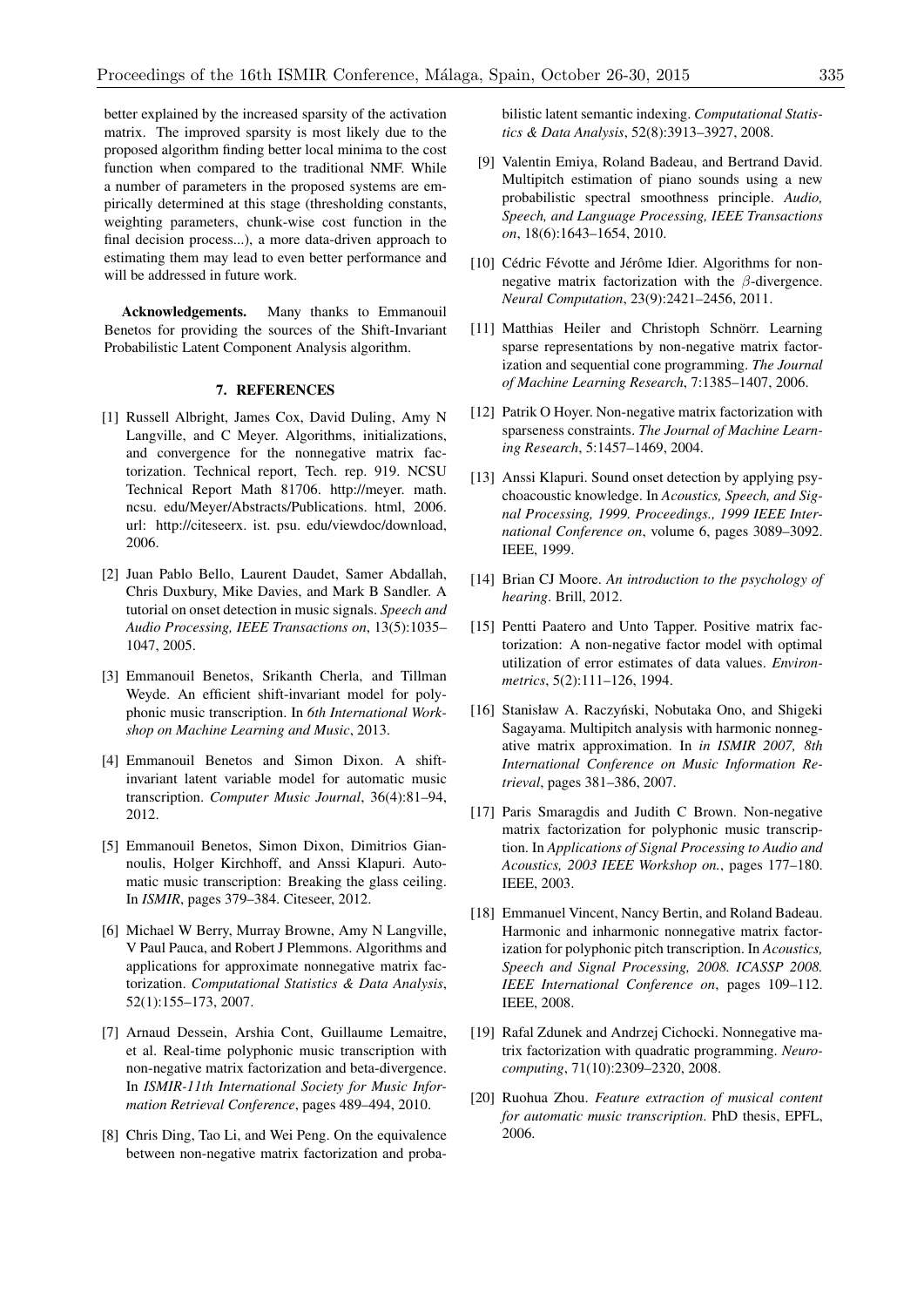better explained by the increased sparsity of the activation matrix. The improved sparsity is most likely due to the proposed algorithm finding better local minima to the cost function when compared to the traditional NMF. While a number of parameters in the proposed systems are empirically determined at this stage (thresholding constants, weighting parameters, chunk-wise cost function in the final decision process...), a more data-driven approach to estimating them may lead to even better performance and will be addressed in future work.

**Acknowledgements.** Many thanks to Emmanouil Benetos for providing the sources of the Shift-Invariant Probabilistic Latent Component Analysis algorithm.

## 7. REFERENCES

[1] Russell Albright, James Cox, David Duling, Amy N Langville, and C Meyer. Algorithms, initializations, and convergence for the nonnegative matrix factorization. Technical report, Tech. rep. 919. NCSU Technical Report Math 81706. http://meyer. math. ncsu. edu/Meyer/Abstracts/Publications. html, 2006. url: http://citeseerx. ist. psu. edu/viewdoc/download, 2006.

[2] Juan Pablo Bello, Laurent Daudet, Samer Abdallah, Chris Duxbury, Mike Davies, and Mark B Sandler. A tutorial on onset detection in music signals. *Speech and Audio Processing, IEEE Transactions on*, 13(5):1035–1047, 2005.

[3] Emmanouil Benetos, Srikanth Cherla, and Tillman Weyde. An efficient shift-invariant model for polyphonic music transcription. In *6th International Workshop on Machine Learning and Music*, 2013.

[4] Emmanouil Benetos and Simon Dixon. A shift-invariant latent variable model for automatic music transcription. *Computer Music Journal*, 36(4):81–94, 2012.

[5] Emmanouil Benetos, Simon Dixon, Dimitrios Giannoulis, Holger Kirchhoff, and Anssi Klapuri. Automatic music transcription: Breaking the glass ceiling. In *ISMIR*, pages 379–384. Citeseer, 2012.

[6] Michael W Berry, Murray Browne, Amy N Langville, V Paul Pauca, and Robert J Plemmons. Algorithms and applications for approximate nonnegative matrix factorization. *Computational Statistics & Data Analysis*, 52(1):155–173, 2007.

[7] Arnaud Dessein, Arshia Cont, Guillaume Lemaitre, et al. Real-time polyphonic music transcription with non-negative matrix factorization and beta-divergence. In *ISMIR-11th International Society for Music Information Retrieval Conference*, pages 489–494, 2010.

[8] Chris Ding, Tao Li, and Wei Peng. On the equivalence between non-negative matrix factorization and probabilistic latent semantic indexing. *Computational Statistics & Data Analysis*, 52(8):3913–3927, 2008.

[9] Valentin Emiya, Roland Badeau, and Bertrand David. Multipitch estimation of piano sounds using a new probabilistic spectral smoothness principle. *Audio, Speech, and Language Processing, IEEE Transactions on*, 18(6):1643–1654, 2010.

[10] Cédric Févotte and Jérôme Idier. Algorithms for nonnegative matrix factorization with the $\beta$-divergence. *Neural Computation*, 23(9):2421–2456, 2011.

[11] Matthias Heiler and Christoph Schnörr. Learning sparse representations by non-negative matrix factorization and sequential cone programming. *The Journal of Machine Learning Research*, 7:1385–1407, 2006.

[12] Patrik O Hoyer. Non-negative matrix factorization with sparseness constraints. *The Journal of Machine Learning Research*, 5:1457–1469, 2004.

[13] Anssi Klapuri. Sound onset detection by applying psychoacoustic knowledge. In *Acoustics, Speech, and Signal Processing, 1999. Proceedings., 1999 IEEE International Conference on*, volume 6, pages 3089–3092. IEEE, 1999.

[14] Brian CJ Moore. *An introduction to the psychology of hearing*. Brill, 2012.

[15] Pentti Paatero and Unto Tapper. Positive matrix factorization: A non-negative factor model with optimal utilization of error estimates of data values. *Environmetrics*, 5(2):111–126, 1994.

[16] Stanisław A. Raczyński, Nobutaka Ono, and Shigeki Sagayama. Multipitch analysis with harmonic nonnegative matrix approximation. In *in ISMIR 2007, 8th International Conference on Music Information Retrieval*, pages 381–386, 2007.

[17] Paris Smaragdis and Judith C Brown. Non-negative matrix factorization for polyphonic music transcription. In *Applications of Signal Processing to Audio and Acoustics, 2003 IEEE Workshop on.*, pages 177–180. IEEE, 2003.

[18] Emmanuel Vincent, Nancy Bertin, and Roland Badeau. Harmonic and inharmonic nonnegative matrix factorization for polyphonic pitch transcription. In *Acoustics, Speech and Signal Processing, 2008. ICASSP 2008. IEEE International Conference on*, pages 109–112. IEEE, 2008.

[19] Rafal Zdunek and Andrzej Cichocki. Nonnegative matrix factorization with quadratic programming. *Neurocomputing*, 71(10):2309–2320, 2008.

[20] Ruohua Zhou. *Feature extraction of musical content for automatic music transcription*. PhD thesis, EPFL, 2006.